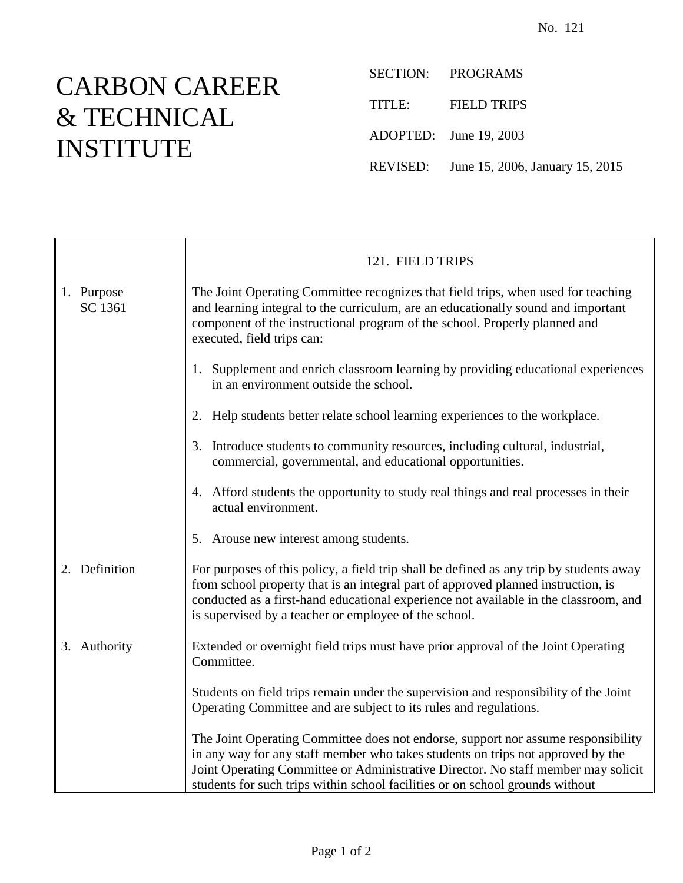No. 121

# CARBON CAREER & TECHNICAL INSTITUTE

SECTION: PROGRAMS

TITLE: FIELD TRIPS

ADOPTED: June 19, 2003

REVISED: June 15, 2006, January 15, 2015

## 121. FIELD TRIPS

**1. Purpose**
SC 1361

The Joint Operating Committee recognizes that field trips, when used for teaching and learning integral to the curriculum, are an educationally sound and important component of the instructional program of the school. Properly planned and executed, field trips can:

1. Supplement and enrich classroom learning by providing educational experiences in an environment outside the school.

2. Help students better relate school learning experiences to the workplace.

3. Introduce students to community resources, including cultural, industrial, commercial, governmental, and educational opportunities.

4. Afford students the opportunity to study real things and real processes in their actual environment.

5. Arouse new interest among students.

**2. Definition**

For purposes of this policy, a field trip shall be defined as any trip by students away from school property that is an integral part of approved planned instruction, is conducted as a first-hand educational experience not available in the classroom, and is supervised by a teacher or employee of the school.

**3. Authority**

Extended or overnight field trips must have prior approval of the Joint Operating Committee.

Students on field trips remain under the supervision and responsibility of the Joint Operating Committee and are subject to its rules and regulations.

The Joint Operating Committee does not endorse, support nor assume responsibility in any way for any staff member who takes students on trips not approved by the Joint Operating Committee or Administrative Director. No staff member may solicit students for such trips within school facilities or on school grounds without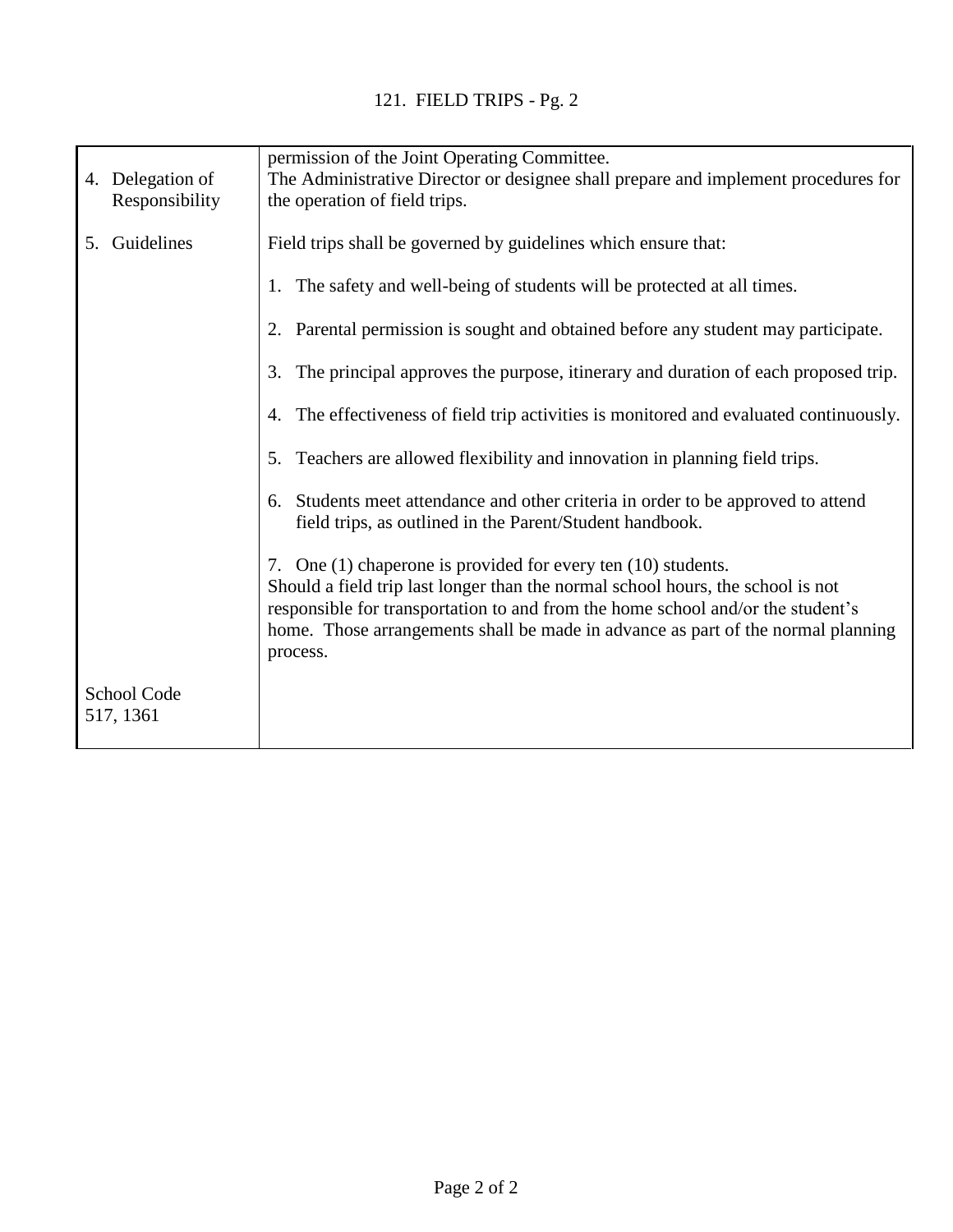permission of the Joint Operating Committee.

| | |
|---|---|
| 4. Delegation of Responsibility | The Administrative Director or designee shall prepare and implement procedures for the operation of field trips. |
| 5. Guidelines | Field trips shall be governed by guidelines which ensure that:<br><br>1. The safety and well-being of students will be protected at all times.<br><br>2. Parental permission is sought and obtained before any student may participate.<br><br>3. The principal approves the purpose, itinerary and duration of each proposed trip.<br><br>4. The effectiveness of field trip activities is monitored and evaluated continuously.<br><br>5. Teachers are allowed flexibility and innovation in planning field trips.<br><br>6. Students meet attendance and other criteria in order to be approved to attend field trips, as outlined in the Parent/Student handbook.<br><br>7. One (1) chaperone is provided for every ten (10) students.<br>Should a field trip last longer than the normal school hours, the school is not responsible for transportation to and from the home school and/or the student's home. Those arrangements shall be made in advance as part of the normal planning process. |
| School Code 517, 1361 | |